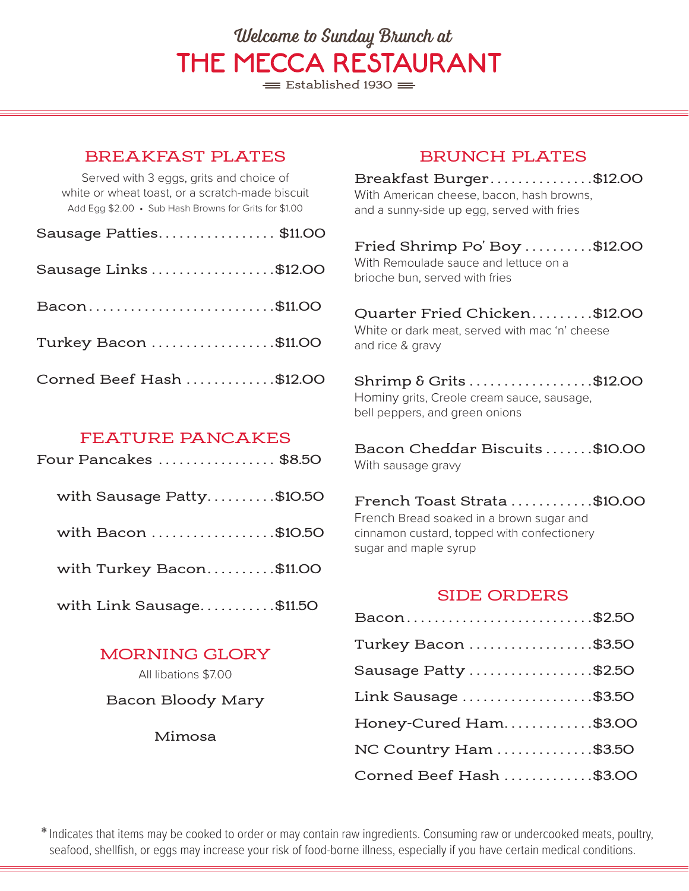*Welcome to Sunday Brunch at*

# THE MECCA RESTAURANT

Established 1930

## BREAKFAST PLATES

Served with 3 eggs, grits and choice of white or wheat toast, or a scratch-made biscuit

Add Egg $2.00 • Sub Hash Browns for Grits for $1.00

Sausage Patties................. $11.00

Sausage Links..................$12.00

Bacon...........................$11.00

Turkey Bacon..................$11.00

Corned Beef Hash.............$12.00

## FEATURE PANCAKES

Four Pancakes................. $8.50

with Sausage Patty..........$10.50

with Bacon..................$10.50

with Turkey Bacon..........$11.00

with Link Sausage...........$11.50

## MORNING GLORY

All libations $7.00

Bacon Bloody Mary

Mimosa

## BRUNCH PLATES

**Breakfast Burger...............$12.00**
With American cheese, bacon, hash browns, and a sunny-side up egg, served with fries

**Fried Shrimp Po' Boy..........$12.00**
With Remoulade sauce and lettuce on a brioche bun, served with fries

**Quarter Fried Chicken.........$12.00**
White or dark meat, served with mac 'n' cheese and rice & gravy

**Shrimp & Grits..................$12.00**
Hominy grits, Creole cream sauce, sausage, bell peppers, and green onions

**Bacon Cheddar Biscuits.......$10.00**
With sausage gravy

**French Toast Strata............$10.00**
French Bread soaked in a brown sugar and cinnamon custard, topped with confectionery sugar and maple syrup

## SIDE ORDERS

Bacon...........................$2.50

Turkey Bacon..................$3.50

Sausage Patty..................$2.50

Link Sausage...................$3.50

Honey-Cured Ham.............$3.00

NC Country Ham..............$3.50

Corned Beef Hash.............$3.00

* Indicates that items may be cooked to order or may contain raw ingredients. Consuming raw or undercooked meats, poultry, seafood, shellfish, or eggs may increase your risk of food-borne illness, especially if you have certain medical conditions.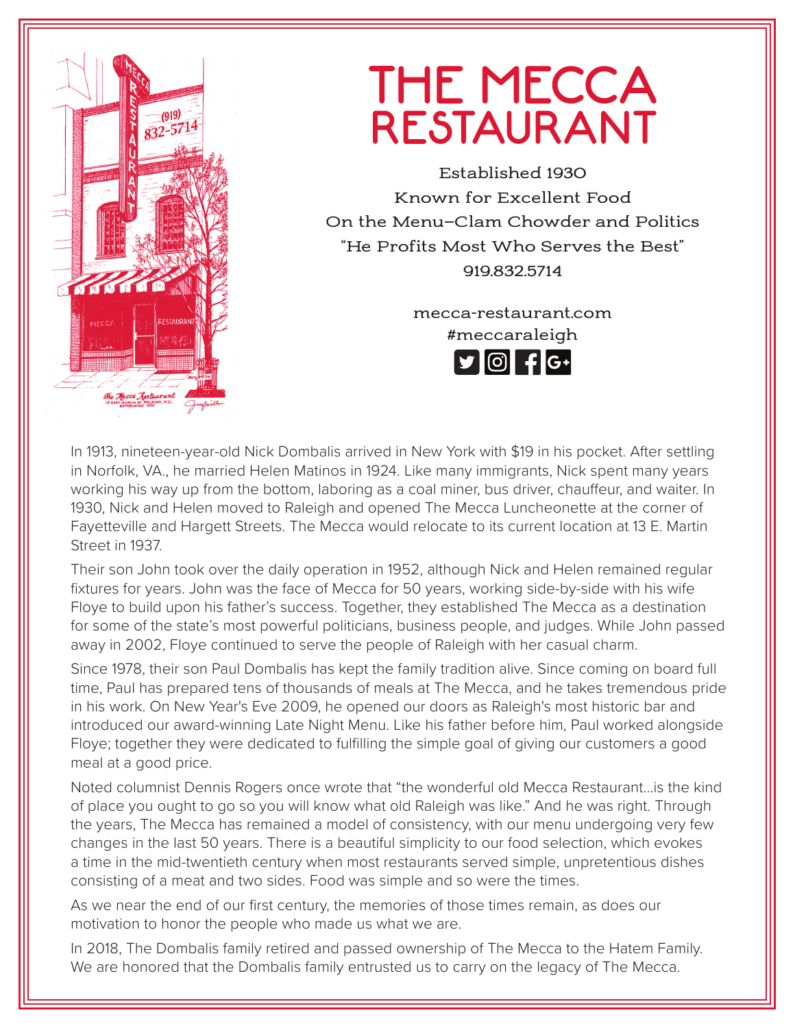# THE MECCA RESTAURANT

Established 1930

Known for Excellent Food

On the Menu–Clam Chowder and Politics

"He Profits Most Who Serves the Best"

919.832.5714

mecca-restaurant.com

#meccaraleigh

In 1913, nineteen-year-old Nick Dombalis arrived in New York with $19 in his pocket. After settling in Norfolk, VA., he married Helen Matinos in 1924. Like many immigrants, Nick spent many years working his way up from the bottom, laboring as a coal miner, bus driver, chauffeur, and waiter. In 1930, Nick and Helen moved to Raleigh and opened The Mecca Luncheonette at the corner of Fayetteville and Hargett Streets. The Mecca would relocate to its current location at 13 E. Martin Street in 1937.

Their son John took over the daily operation in 1952, although Nick and Helen remained regular fixtures for years. John was the face of Mecca for 50 years, working side-by-side with his wife Floye to build upon his father's success. Together, they established The Mecca as a destination for some of the state's most powerful politicians, business people, and judges. While John passed away in 2002, Floye continued to serve the people of Raleigh with her casual charm.

Since 1978, their son Paul Dombalis has kept the family tradition alive. Since coming on board full time, Paul has prepared tens of thousands of meals at The Mecca, and he takes tremendous pride in his work. On New Year's Eve 2009, he opened our doors as Raleigh's most historic bar and introduced our award-winning Late Night Menu. Like his father before him, Paul worked alongside Floye; together they were dedicated to fulfilling the simple goal of giving our customers a good meal at a good price.

Noted columnist Dennis Rogers once wrote that "the wonderful old Mecca Restaurant...is the kind of place you ought to go so you will know what old Raleigh was like." And he was right. Through the years, The Mecca has remained a model of consistency, with our menu undergoing very few changes in the last 50 years. There is a beautiful simplicity to our food selection, which evokes a time in the mid-twentieth century when most restaurants served simple, unpretentious dishes consisting of a meat and two sides. Food was simple and so were the times.

As we near the end of our first century, the memories of those times remain, as does our motivation to honor the people who made us what we are.

In 2018, The Dombalis family retired and passed ownership of The Mecca to the Hatem Family. We are honored that the Dombalis family entrusted us to carry on the legacy of The Mecca.